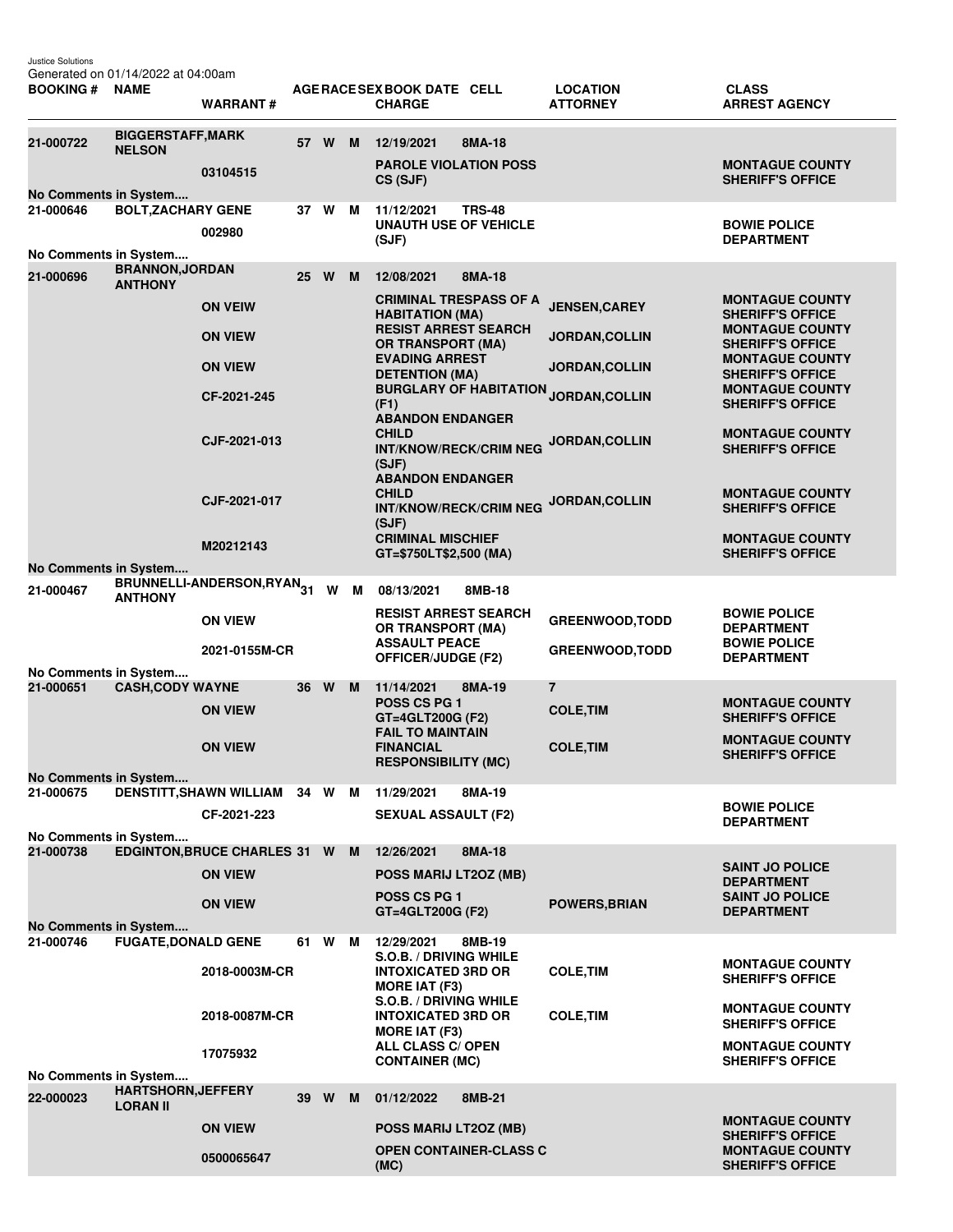Justice Solutions
Generated on 01/14/2022 at 04:00am

| BOOKING # | NAME | WARRANT # | AGE | RACE | SEX | BOOK DATE / CHARGE | CELL | LOCATION / ATTORNEY | CLASS / ARREST AGENCY |
|---|---|---|---|---|---|---|---|---|---|
| 21-000722 | BIGGERSTAFF,MARK NELSON | | 57 | W | M | 12/19/2021 | 8MA-18 | | |
| | | 03104515 | | | | PAROLE VIOLATION POSS CS (SJF) | | | MONTAGUE COUNTY SHERIFF'S OFFICE |
| No Comments in System.... | | | | | | | | | |
| 21-000646 | BOLT,ZACHARY GENE | | 37 | W | M | 11/12/2021 | TRS-48 | | |
| | | 002980 | | | | UNAUTH USE OF VEHICLE (SJF) | | | BOWIE POLICE DEPARTMENT |
| No Comments in System.... | | | | | | | | | |
| 21-000696 | BRANNON,JORDAN ANTHONY | | 25 | W | M | 12/08/2021 | 8MA-18 | | |
| | | ON VEIW | | | | CRIMINAL TRESPASS OF A HABITATION (MA) | | JENSEN,CAREY | MONTAGUE COUNTY SHERIFF'S OFFICE |
| | | ON VIEW | | | | RESIST ARREST SEARCH OR TRANSPORT (MA) | | JORDAN,COLLIN | MONTAGUE COUNTY SHERIFF'S OFFICE |
| | | ON VIEW | | | | EVADING ARREST DETENTION (MA) | | JORDAN,COLLIN | MONTAGUE COUNTY SHERIFF'S OFFICE |
| | | CF-2021-245 | | | | BURGLARY OF HABITATION (F1) | | JORDAN,COLLIN | MONTAGUE COUNTY SHERIFF'S OFFICE |
| | | CJF-2021-013 | | | | ABANDON ENDANGER CHILD INT/KNOW/RECK/CRIM NEG (SJF) | | JORDAN,COLLIN | MONTAGUE COUNTY SHERIFF'S OFFICE |
| | | CJF-2021-017 | | | | ABANDON ENDANGER CHILD INT/KNOW/RECK/CRIM NEG (SJF) | | JORDAN,COLLIN | MONTAGUE COUNTY SHERIFF'S OFFICE |
| | | M20212143 | | | | CRIMINAL MISCHIEF GT=$750LT$2,500 (MA) | | | MONTAGUE COUNTY SHERIFF'S OFFICE |
| No Comments in System.... | | | | | | | | | |
| 21-000467 | BRUNNELLI-ANDERSON,RYAN ANTHONY | | 31 | W | M | 08/13/2021 | 8MB-18 | | |
| | | ON VIEW | | | | RESIST ARREST SEARCH OR TRANSPORT (MA) | | GREENWOOD,TODD | BOWIE POLICE DEPARTMENT |
| | | 2021-0155M-CR | | | | ASSAULT PEACE OFFICER/JUDGE (F2) | | GREENWOOD,TODD | BOWIE POLICE DEPARTMENT |
| No Comments in System.... | | | | | | | | | |
| 21-000651 | CASH,CODY WAYNE | | 36 | W | M | 11/14/2021 | 8MA-19 | 7 | |
| | | ON VIEW | | | | POSS CS PG 1 GT=4GLT200G (F2) | | COLE,TIM | MONTAGUE COUNTY SHERIFF'S OFFICE |
| | | ON VIEW | | | | FAIL TO MAINTAIN FINANCIAL RESPONSIBILITY (MC) | | COLE,TIM | MONTAGUE COUNTY SHERIFF'S OFFICE |
| No Comments in System.... | | | | | | | | | |
| 21-000675 | DENSTITT,SHAWN WILLIAM | | 34 | W | M | 11/29/2021 | 8MA-19 | | |
| | | CF-2021-223 | | | | SEXUAL ASSAULT (F2) | | | BOWIE POLICE DEPARTMENT |
| No Comments in System.... | | | | | | | | | |
| 21-000738 | EDGINTON,BRUCE CHARLES | | 31 | W | M | 12/26/2021 | 8MA-18 | | |
| | | ON VIEW | | | | POSS MARIJ LT2OZ (MB) | | | SAINT JO POLICE DEPARTMENT |
| | | ON VIEW | | | | POSS CS PG 1 GT=4GLT200G (F2) | | POWERS,BRIAN | SAINT JO POLICE DEPARTMENT |
| No Comments in System.... | | | | | | | | | |
| 21-000746 | FUGATE,DONALD GENE | | 61 | W | M | 12/29/2021 | 8MB-19 | | |
| | | 2018-0003M-CR | | | | S.O.B. / DRIVING WHILE INTOXICATED 3RD OR MORE IAT (F3) | | COLE,TIM | MONTAGUE COUNTY SHERIFF'S OFFICE |
| | | 2018-0087M-CR | | | | S.O.B. / DRIVING WHILE INTOXICATED 3RD OR MORE IAT (F3) | | COLE,TIM | MONTAGUE COUNTY SHERIFF'S OFFICE |
| | | 17075932 | | | | ALL CLASS C/ OPEN CONTAINER (MC) | | | MONTAGUE COUNTY SHERIFF'S OFFICE |
| No Comments in System.... | | | | | | | | | |
| 22-000023 | HARTSHORN,JEFFERY LORAN II | | 39 | W | M | 01/12/2022 | 8MB-21 | | |
| | | ON VIEW | | | | POSS MARIJ LT2OZ (MB) | | | MONTAGUE COUNTY SHERIFF'S OFFICE |
| | | 0500065647 | | | | OPEN CONTAINER-CLASS C (MC) | | | MONTAGUE COUNTY SHERIFF'S OFFICE |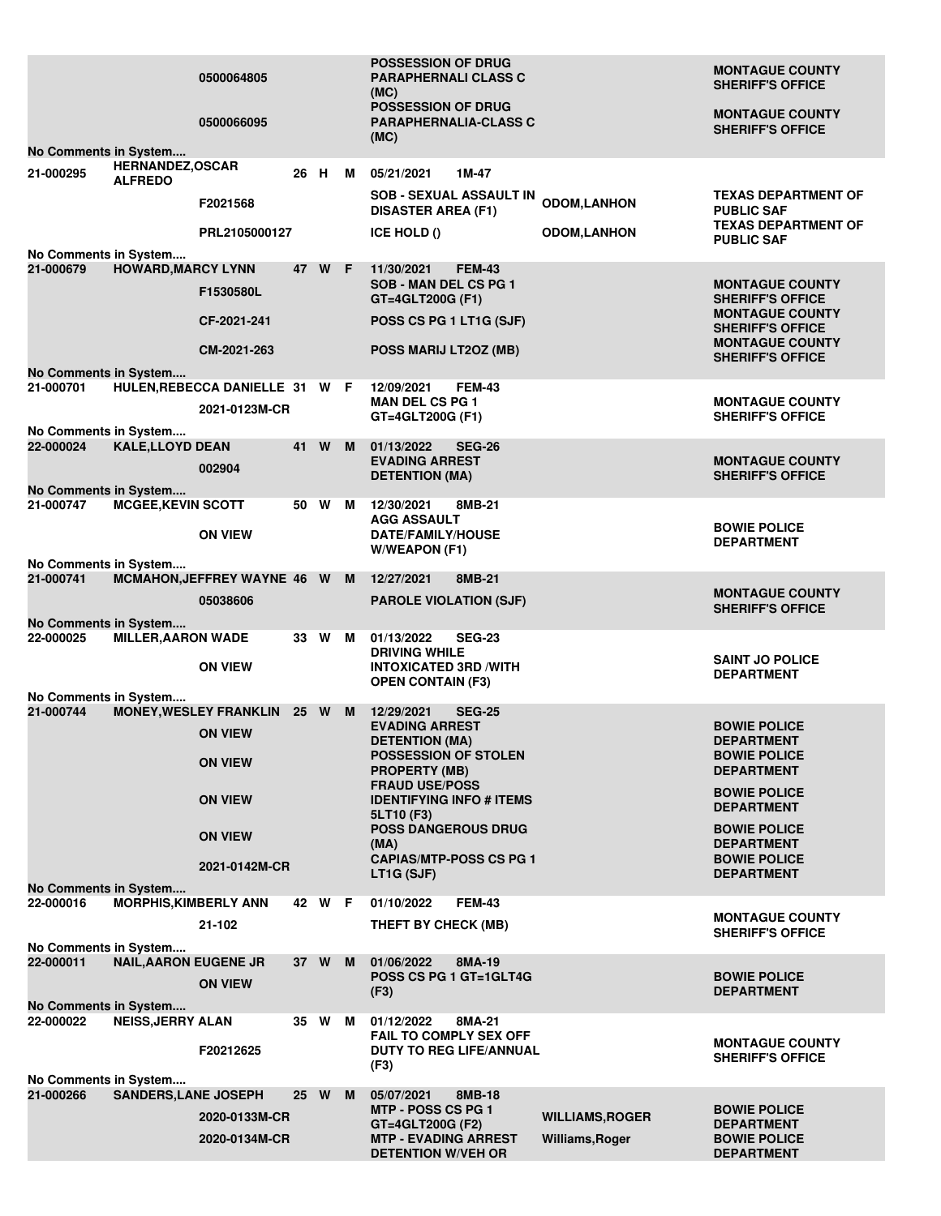| Booking # | Name | Warrant # | Age | Race | Sex | Booking Date / Charge | Cell | Judge | Agency |
|---|---|---|---|---|---|---|---|---|---|
| | | 0500064805 | | | | POSSESSION OF DRUG PARAPHERNALI CLASS C (MC) | | | MONTAGUE COUNTY SHERIFF'S OFFICE |
| | | 0500066095 | | | | POSSESSION OF DRUG PARAPHERNALIA-CLASS C (MC) | | | MONTAGUE COUNTY SHERIFF'S OFFICE |
| No Comments in System.... | | | | | | | | | |
| 21-000295 | HERNANDEZ,OSCAR ALFREDO | | 26 | H | M | 05/21/2021 | 1M-47 | | |
| | | F2021568 | | | | SOB - SEXUAL ASSAULT IN DISASTER AREA (F1) | | ODOM,LANHON | TEXAS DEPARTMENT OF PUBLIC SAF |
| | | PRL2105000127 | | | | ICE HOLD () | | ODOM,LANHON | TEXAS DEPARTMENT OF PUBLIC SAF |
| No Comments in System.... | | | | | | | | | |
| 21-000679 | HOWARD,MARCY LYNN | | 47 | W | F | 11/30/2021 | FEM-43 | | |
| | | F1530580L | | | | SOB - MAN DEL CS PG 1 GT=4GLT200G (F1) | | | MONTAGUE COUNTY SHERIFF'S OFFICE |
| | | CF-2021-241 | | | | POSS CS PG 1 LT1G (SJF) | | | MONTAGUE COUNTY SHERIFF'S OFFICE |
| | | CM-2021-263 | | | | POSS MARIJ LT2OZ (MB) | | | MONTAGUE COUNTY SHERIFF'S OFFICE |
| No Comments in System.... | | | | | | | | | |
| 21-000701 | HULEN,REBECCA DANIELLE | | 31 | W | F | 12/09/2021 | FEM-43 | | |
| | | 2021-0123M-CR | | | | MAN DEL CS PG 1 GT=4GLT200G (F1) | | | MONTAGUE COUNTY SHERIFF'S OFFICE |
| No Comments in System.... | | | | | | | | | |
| 22-000024 | KALE,LLOYD DEAN | | 41 | W | M | 01/13/2022 | SEG-26 | | |
| | | 002904 | | | | EVADING ARREST DETENTION (MA) | | | MONTAGUE COUNTY SHERIFF'S OFFICE |
| No Comments in System.... | | | | | | | | | |
| 21-000747 | MCGEE,KEVIN SCOTT | | 50 | W | M | 12/30/2021 | 8MB-21 | | |
| | | ON VIEW | | | | AGG ASSAULT DATE/FAMILY/HOUSE W/WEAPON (F1) | | | BOWIE POLICE DEPARTMENT |
| No Comments in System.... | | | | | | | | | |
| 21-000741 | MCMAHON,JEFFREY WAYNE | | 46 | W | M | 12/27/2021 | 8MB-21 | | |
| | | 05038606 | | | | PAROLE VIOLATION (SJF) | | | MONTAGUE COUNTY SHERIFF'S OFFICE |
| No Comments in System.... | | | | | | | | | |
| 22-000025 | MILLER,AARON WADE | | 33 | W | M | 01/13/2022 | SEG-23 | | |
| | | ON VIEW | | | | DRIVING WHILE INTOXICATED 3RD /WITH OPEN CONTAIN (F3) | | | SAINT JO POLICE DEPARTMENT |
| No Comments in System.... | | | | | | | | | |
| 21-000744 | MONEY,WESLEY FRANKLIN | | 25 | W | M | 12/29/2021 | SEG-25 | | |
| | | ON VIEW | | | | EVADING ARREST DETENTION (MA) | | | BOWIE POLICE DEPARTMENT |
| | | ON VIEW | | | | POSSESSION OF STOLEN PROPERTY (MB) | | | BOWIE POLICE DEPARTMENT |
| | | ON VIEW | | | | FRAUD USE/POSS IDENTIFYING INFO # ITEMS 5LT10 (F3) | | | BOWIE POLICE DEPARTMENT |
| | | ON VIEW | | | | POSS DANGEROUS DRUG (MA) | | | BOWIE POLICE DEPARTMENT |
| | | 2021-0142M-CR | | | | CAPIAS/MTP-POSS CS PG 1 LT1G (SJF) | | | BOWIE POLICE DEPARTMENT |
| No Comments in System.... | | | | | | | | | |
| 22-000016 | MORPHIS,KIMBERLY ANN | | 42 | W | F | 01/10/2022 | FEM-43 | | |
| | | 21-102 | | | | THEFT BY CHECK (MB) | | | MONTAGUE COUNTY SHERIFF'S OFFICE |
| No Comments in System.... | | | | | | | | | |
| 22-000011 | NAIL,AARON EUGENE JR | | 37 | W | M | 01/06/2022 | 8MA-19 | | |
| | | ON VIEW | | | | POSS CS PG 1 GT=1GLT4G (F3) | | | BOWIE POLICE DEPARTMENT |
| No Comments in System.... | | | | | | | | | |
| 22-000022 | NEISS,JERRY ALAN | | 35 | W | M | 01/12/2022 | 8MA-21 | | |
| | | F20212625 | | | | FAIL TO COMPLY SEX OFF DUTY TO REG LIFE/ANNUAL (F3) | | | MONTAGUE COUNTY SHERIFF'S OFFICE |
| No Comments in System.... | | | | | | | | | |
| 21-000266 | SANDERS,LANE JOSEPH | | 25 | W | M | 05/07/2021 | 8MB-18 | | |
| | | 2020-0133M-CR | | | | MTP - POSS CS PG 1 GT=4GLT200G (F2) | | WILLIAMS,ROGER | BOWIE POLICE DEPARTMENT |
| | | 2020-0134M-CR | | | | MTP - EVADING ARREST DETENTION W/VEH OR | | Williams,Roger | BOWIE POLICE DEPARTMENT |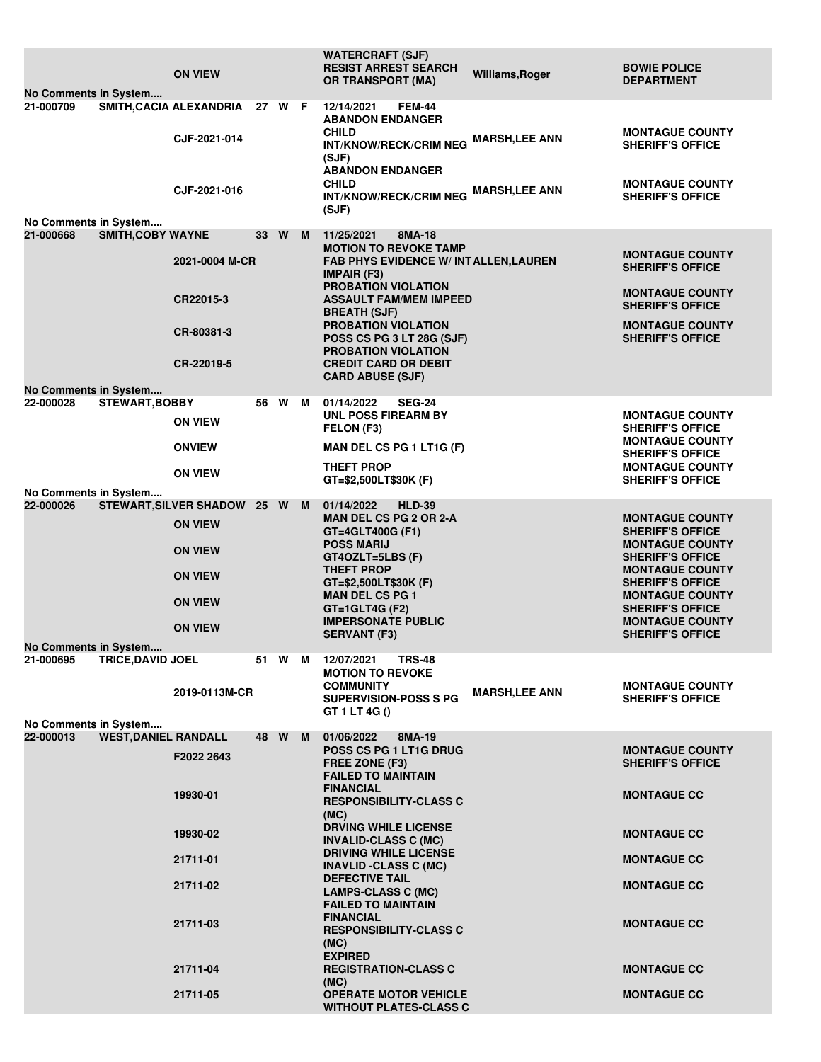| | | | | | | | |
|---|---|---|---|---|---|---|---|
| | ON VIEW | | | | WATERCRAFT (SJF) RESIST ARREST SEARCH OR TRANSPORT (MA) | Williams,Roger | BOWIE POLICE DEPARTMENT |
| No Comments in System.... | | | | | | | |
| 21-000709 | SMITH,CACIA ALEXANDRIA | 27 | W | F | 12/14/2021 FEM-44 | | |
| | CJF-2021-014 | | | | ABANDON ENDANGER CHILD INT/KNOW/RECK/CRIM NEG (SJF) | MARSH,LEE ANN | MONTAGUE COUNTY SHERIFF'S OFFICE |
| | CJF-2021-016 | | | | ABANDON ENDANGER CHILD INT/KNOW/RECK/CRIM NEG (SJF) | MARSH,LEE ANN | MONTAGUE COUNTY SHERIFF'S OFFICE |
| No Comments in System.... | | | | | | | |
| 21-000668 | SMITH,COBY WAYNE | 33 | W | M | 11/25/2021 8MA-18 | | |
| | 2021-0004 M-CR | | | | MOTION TO REVOKE TAMP FAB PHYS EVIDENCE W/ INT IMPAIR (F3) | ALLEN,LAUREN | MONTAGUE COUNTY SHERIFF'S OFFICE |
| | CR22015-3 | | | | PROBATION VIOLATION ASSAULT FAM/MEM IMPEED BREATH (SJF) | | MONTAGUE COUNTY SHERIFF'S OFFICE |
| | CR-80381-3 | | | | PROBATION VIOLATION POSS CS PG 3 LT 28G (SJF) | | MONTAGUE COUNTY SHERIFF'S OFFICE |
| | CR-22019-5 | | | | PROBATION VIOLATION CREDIT CARD OR DEBIT CARD ABUSE (SJF) | | |
| No Comments in System.... | | | | | | | |
| 22-000028 | STEWART,BOBBY | 56 | W | M | 01/14/2022 SEG-24 | | |
| | ON VIEW | | | | UNL POSS FIREARM BY FELON (F3) | | MONTAGUE COUNTY SHERIFF'S OFFICE |
| | ONVIEW | | | | MAN DEL CS PG 1 LT1G (F) | | MONTAGUE COUNTY SHERIFF'S OFFICE |
| | ON VIEW | | | | THEFT PROP GT=$2,500LT$30K (F) | | MONTAGUE COUNTY SHERIFF'S OFFICE |
| No Comments in System.... | | | | | | | |
| 22-000026 | STEWART,SILVER SHADOW | 25 | W | M | 01/14/2022 HLD-39 | | |
| | ON VIEW | | | | MAN DEL CS PG 2 OR 2-A GT=4GLT400G (F1) | | MONTAGUE COUNTY SHERIFF'S OFFICE |
| | ON VIEW | | | | POSS MARIJ GT4OZLT=5LBS (F) | | MONTAGUE COUNTY SHERIFF'S OFFICE |
| | ON VIEW | | | | THEFT PROP GT=$2,500LT$30K (F) | | MONTAGUE COUNTY SHERIFF'S OFFICE |
| | ON VIEW | | | | MAN DEL CS PG 1 GT=1GLT4G (F2) | | MONTAGUE COUNTY SHERIFF'S OFFICE |
| | ON VIEW | | | | IMPERSONATE PUBLIC SERVANT (F3) | | MONTAGUE COUNTY SHERIFF'S OFFICE |
| No Comments in System.... | | | | | | | |
| 21-000695 | TRICE,DAVID JOEL | 51 | W | M | 12/07/2021 TRS-48 | | |
| | 2019-0113M-CR | | | | MOTION TO REVOKE COMMUNITY SUPERVISION-POSS S PG GT 1 LT 4G () | MARSH,LEE ANN | MONTAGUE COUNTY SHERIFF'S OFFICE |
| No Comments in System.... | | | | | | | |
| 22-000013 | WEST,DANIEL RANDALL | 48 | W | M | 01/06/2022 8MA-19 | | |
| | F2022 2643 | | | | POSS CS PG 1 LT1G DRUG FREE ZONE (F3) | | MONTAGUE COUNTY SHERIFF'S OFFICE |
| | 19930-01 | | | | FAILED TO MAINTAIN FINANCIAL RESPONSIBILITY-CLASS C (MC) | | MONTAGUE CC |
| | 19930-02 | | | | DRVING WHILE LICENSE INVALID-CLASS C (MC) | | MONTAGUE CC |
| | 21711-01 | | | | DRIVING WHILE LICENSE INAVLID -CLASS C (MC) | | MONTAGUE CC |
| | 21711-02 | | | | DEFECTIVE TAIL LAMPS-CLASS C (MC) | | MONTAGUE CC |
| | 21711-03 | | | | FAILED TO MAINTAIN FINANCIAL RESPONSIBILITY-CLASS C (MC) | | MONTAGUE CC |
| | 21711-04 | | | | EXPIRED REGISTRATION-CLASS C (MC) | | MONTAGUE CC |
| | 21711-05 | | | | OPERATE MOTOR VEHICLE WITHOUT PLATES-CLASS C | | MONTAGUE CC |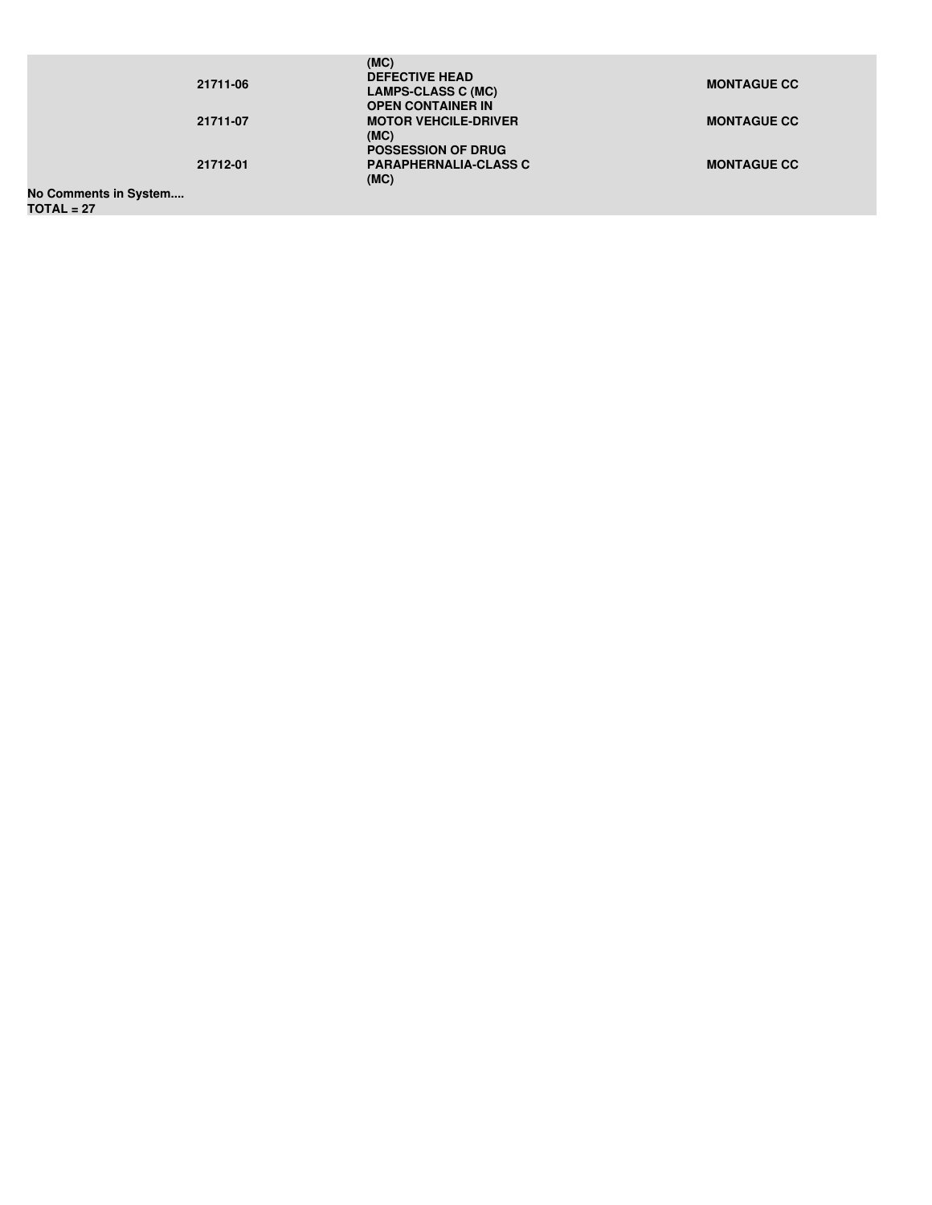| | | | |
|---|---|---|---|
| | | (MC) | |
| | 21711-06 | DEFECTIVE HEAD LAMPS-CLASS C (MC) | MONTAGUE CC |
| | 21711-07 | OPEN CONTAINER IN MOTOR VEHCILE-DRIVER (MC) | MONTAGUE CC |
| | 21712-01 | POSSESSION OF DRUG PARAPHERNALIA-CLASS C (MC) | MONTAGUE CC |

**No Comments in System....**

**TOTAL = 27**